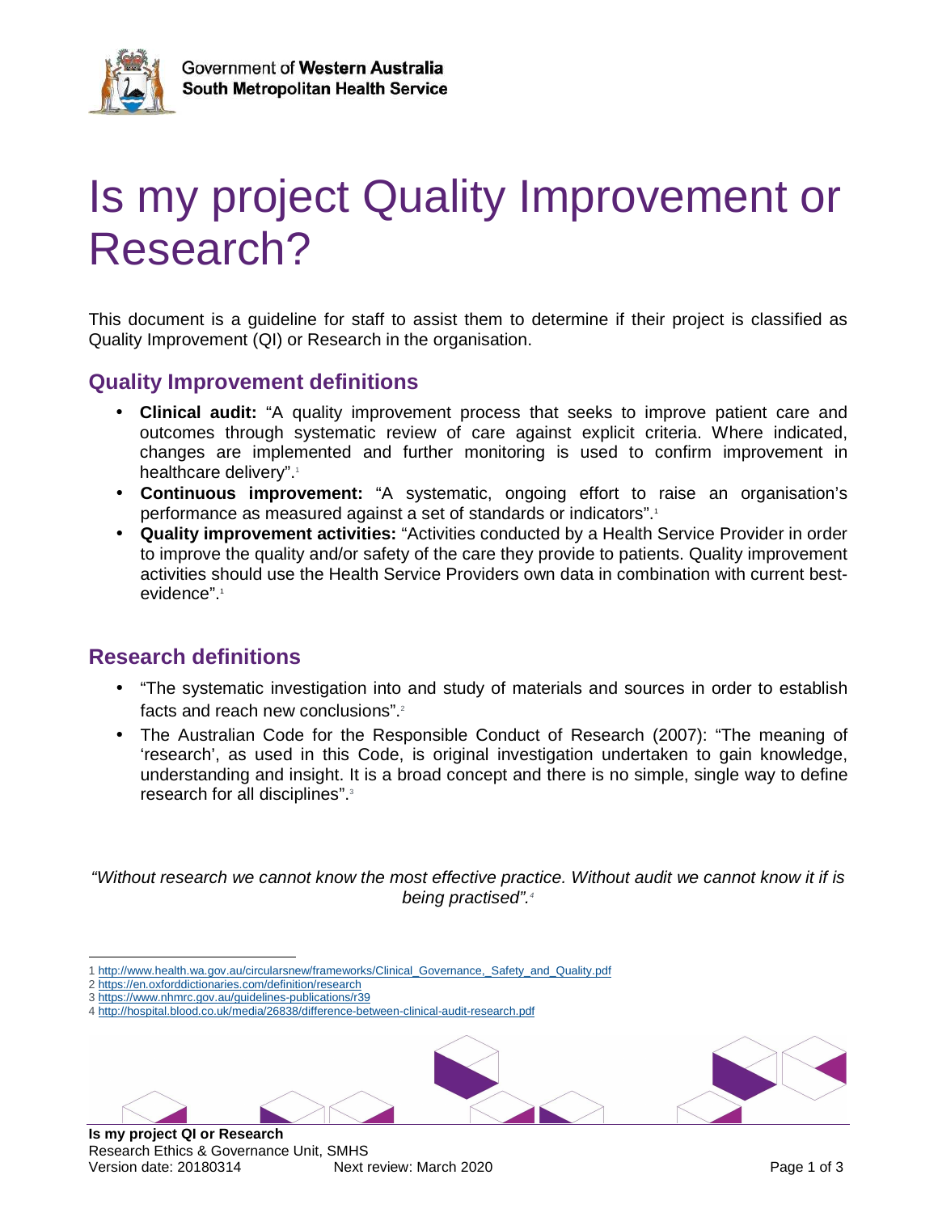Government of **Western Australia**
**South Metropolitan Health Service**

# Is my project Quality Improvement or Research?

This document is a guideline for staff to assist them to determine if their project is classified as Quality Improvement (QI) or Research in the organisation.

## Quality Improvement definitions

- **Clinical audit:** "A quality improvement process that seeks to improve patient care and outcomes through systematic review of care against explicit criteria. Where indicated, changes are implemented and further monitoring is used to confirm improvement in healthcare delivery".[1]
- **Continuous improvement:** "A systematic, ongoing effort to raise an organisation's performance as measured against a set of standards or indicators".[1]
- **Quality improvement activities:** "Activities conducted by a Health Service Provider in order to improve the quality and/or safety of the care they provide to patients. Quality improvement activities should use the Health Service Providers own data in combination with current best-evidence".[1]

## Research definitions

- "The systematic investigation into and study of materials and sources in order to establish facts and reach new conclusions".[2]
- The Australian Code for the Responsible Conduct of Research (2007): "The meaning of 'research', as used in this Code, is original investigation undertaken to gain knowledge, understanding and insight. It is a broad concept and there is no simple, single way to define research for all disciplines".[3]

*"Without research we cannot know the most effective practice. Without audit we cannot know it if is being practised".*[4]

1 http://www.health.wa.gov.au/circularsnew/frameworks/Clinical_Governance,_Safety_and_Quality.pdf
2 https://en.oxforddictionaries.com/definition/research
3 https://www.nhmrc.gov.au/guidelines-publications/r39
4 http://hospital.blood.co.uk/media/26838/difference-between-clinical-audit-research.pdf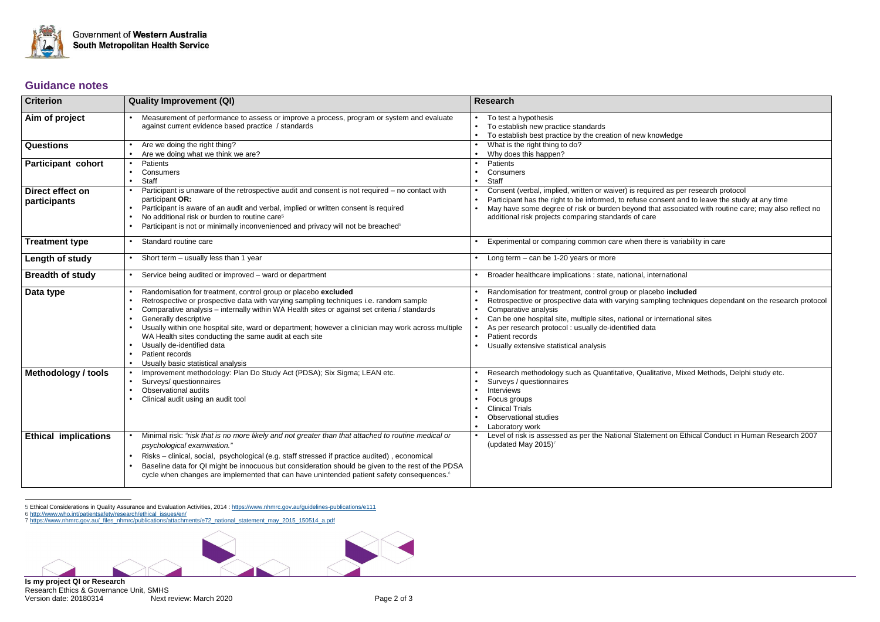Government of **Western Australia**
**South Metropolitan Health Service**

## Guidance notes

| Criterion | Quality Improvement (QI) | Research |
|---|---|---|
| **Aim of project** | • Measurement of performance to assess or improve a process, program or system and evaluate against current evidence based practice / standards | • To test a hypothesis<br>• To establish new practice standards<br>• To establish best practice by the creation of new knowledge |
| **Questions** | • Are we doing the right thing?<br>• Are we doing what we think we are? | • What is the right thing to do?<br>• Why does this happen? |
| **Participant cohort** | • Patients<br>• Consumers<br>• Staff | • Patients<br>• Consumers<br>• Staff |
| **Direct effect on participants** | • Participant is unaware of the retrospective audit and consent is not required – no contact with participant **OR:**<br>• Participant is aware of an audit and verbal, implied or written consent is required<br>• No additional risk or burden to routine care[5]<br>• Participant is not or minimally inconvenienced and privacy will not be breached[5] | • Consent (verbal, implied, written or waiver) is required as per research protocol<br>• Participant has the right to be informed, to refuse consent and to leave the study at any time<br>• May have some degree of risk or burden beyond that associated with routine care; may also reflect no additional risk projects comparing standards of care |
| **Treatment type** | • Standard routine care | • Experimental or comparing common care when there is variability in care |
| **Length of study** | • Short term – usually less than 1 year | • Long term – can be 1-20 years or more |
| **Breadth of study** | • Service being audited or improved – ward or department | • Broader healthcare implications : state, national, international |
| **Data type** | • Randomisation for treatment, control group or placebo **excluded**<br>• Retrospective or prospective data with varying sampling techniques i.e. random sample<br>• Comparative analysis – internally within WA Health sites or against set criteria / standards<br>• Generally descriptive<br>• Usually within one hospital site, ward or department; however a clinician may work across multiple WA Health sites conducting the same audit at each site<br>• Usually de-identified data<br>• Patient records<br>• Usually basic statistical analysis | • Randomisation for treatment, control group or placebo **included**<br>• Retrospective or prospective data with varying sampling techniques dependant on the research protocol<br>• Comparative analysis<br>• Can be one hospital site, multiple sites, national or international sites<br>• As per research protocol : usually de-identified data<br>• Patient records<br>• Usually extensive statistical analysis |
| **Methodology / tools** | • Improvement methodology: Plan Do Study Act (PDSA); Six Sigma; LEAN etc.<br>• Surveys/ questionnaires<br>• Observational audits<br>• Clinical audit using an audit tool | • Research methodology such as Quantitative, Qualitative, Mixed Methods, Delphi study etc.<br>• Surveys / questionnaires<br>• Interviews<br>• Focus groups<br>• Clinical Trials<br>• Observational studies<br>• Laboratory work |
| **Ethical implications** | • Minimal risk: *"risk that is no more likely and not greater than that attached to routine medical or psychological examination."*<br>• Risks – clinical, social, psychological (e.g. staff stressed if practice audited) , economical<br>• Baseline data for QI might be innocuous but consideration should be given to the rest of the PDSA cycle when changes are implemented that can have unintended patient safety consequences.[6] | • Level of risk is assessed as per the National Statement on Ethical Conduct in Human Research 2007 (updated May 2015)[7] |

5 Ethical Considerations in Quality Assurance and Evaluation Activities, 2014 : https://www.nhmrc.gov.au/guidelines-publications/e111

6 http://www.who.int/patientsafety/research/ethical_issues/en/

7 https://www.nhmrc.gov.au/_files_nhmrc/publications/attachments/e72_national_statement_may_2015_150514_a.pdf

**Is my project QI or Research**
Research Ethics & Governance Unit, SMHS
Version date: 20180314 Next review: March 2020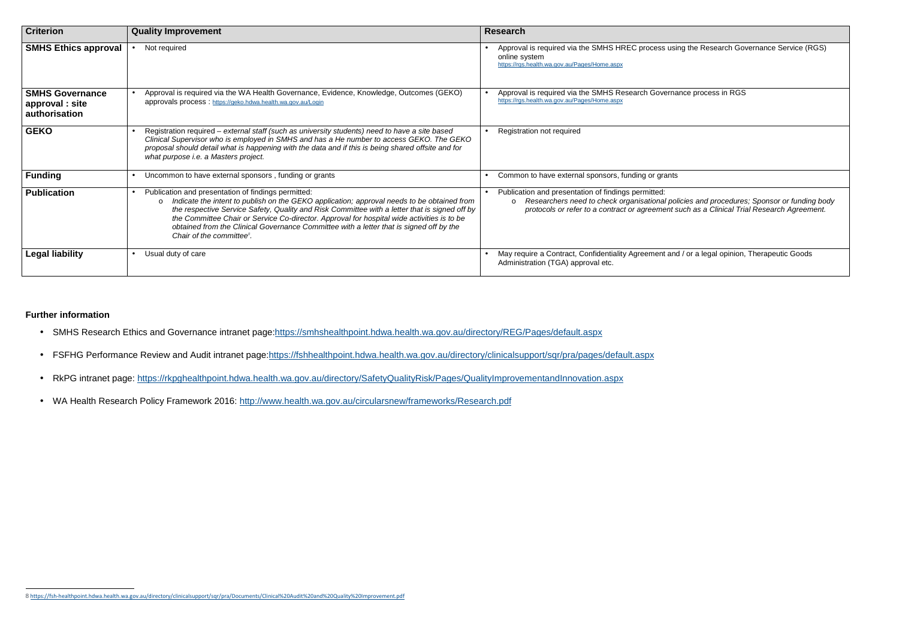| Criterion | Quality Improvement | Research |
|---|---|---|
| **SMHS Ethics approval** | • Not required | • Approval is required via the SMHS HREC process using the Research Governance Service (RGS) online system https://rgs.health.wa.gov.au/Pages/Home.aspx |
| **SMHS Governance approval : site authorisation** | • Approval is required via the WA Health Governance, Evidence, Knowledge, Outcomes (GEKO) approvals process : https://geko.hdwa.health.wa.gov.au/Login | • Approval is required via the SMHS Research Governance process in RGS https://rgs.health.wa.gov.au/Pages/Home.aspx |
| **GEKO** | • Registration required – *external staff (such as university students) need to have a site based Clinical Supervisor who is employed in SMHS and has a He number to access GEKO. The GEKO proposal should detail what is happening with the data and if this is being shared offsite and for what purpose i.e. a Masters project.* | • Registration not required |
| **Funding** | • Uncommon to have external sponsors , funding or grants | • Common to have external sponsors, funding or grants |
| **Publication** | • Publication and presentation of findings permitted:<br>o *Indicate the intent to publish on the GEKO application; approval needs to be obtained from the respective Service Safety, Quality and Risk Committee with a letter that is signed off by the Committee Chair or Service Co-director. Approval for hospital wide activities is to be obtained from the Clinical Governance Committee with a letter that is signed off by the Chair of the committee*[8]. | • Publication and presentation of findings permitted:<br>o *Researchers need to check organisational policies and procedures; Sponsor or funding body protocols or refer to a contract or agreement such as a Clinical Trial Research Agreement.* |
| **Legal liability** | • Usual duty of care | • May require a Contract, Confidentiality Agreement and / or a legal opinion, Therapeutic Goods Administration (TGA) approval etc. |

**Further information**

- SMHS Research Ethics and Governance intranet page:https://smhshealthpoint.hdwa.health.wa.gov.au/directory/REG/Pages/default.aspx
- FSFHG Performance Review and Audit intranet page:https://fshhealthpoint.hdwa.health.wa.gov.au/directory/clinicalsupport/sqr/pra/pages/default.aspx
- RkPG intranet page: https://rkpghealthpoint.hdwa.health.wa.gov.au/directory/SafetyQualityRisk/Pages/QualityImprovementandInnovation.aspx
- WA Health Research Policy Framework 2016: http://www.health.wa.gov.au/circularsnew/frameworks/Research.pdf

[8] https://fsh-healthpoint.hdwa.health.wa.gov.au/directory/clinicalsupport/sqr/pra/Documents/Clinical%20Audit%20and%20Quality%20Improvement.pdf